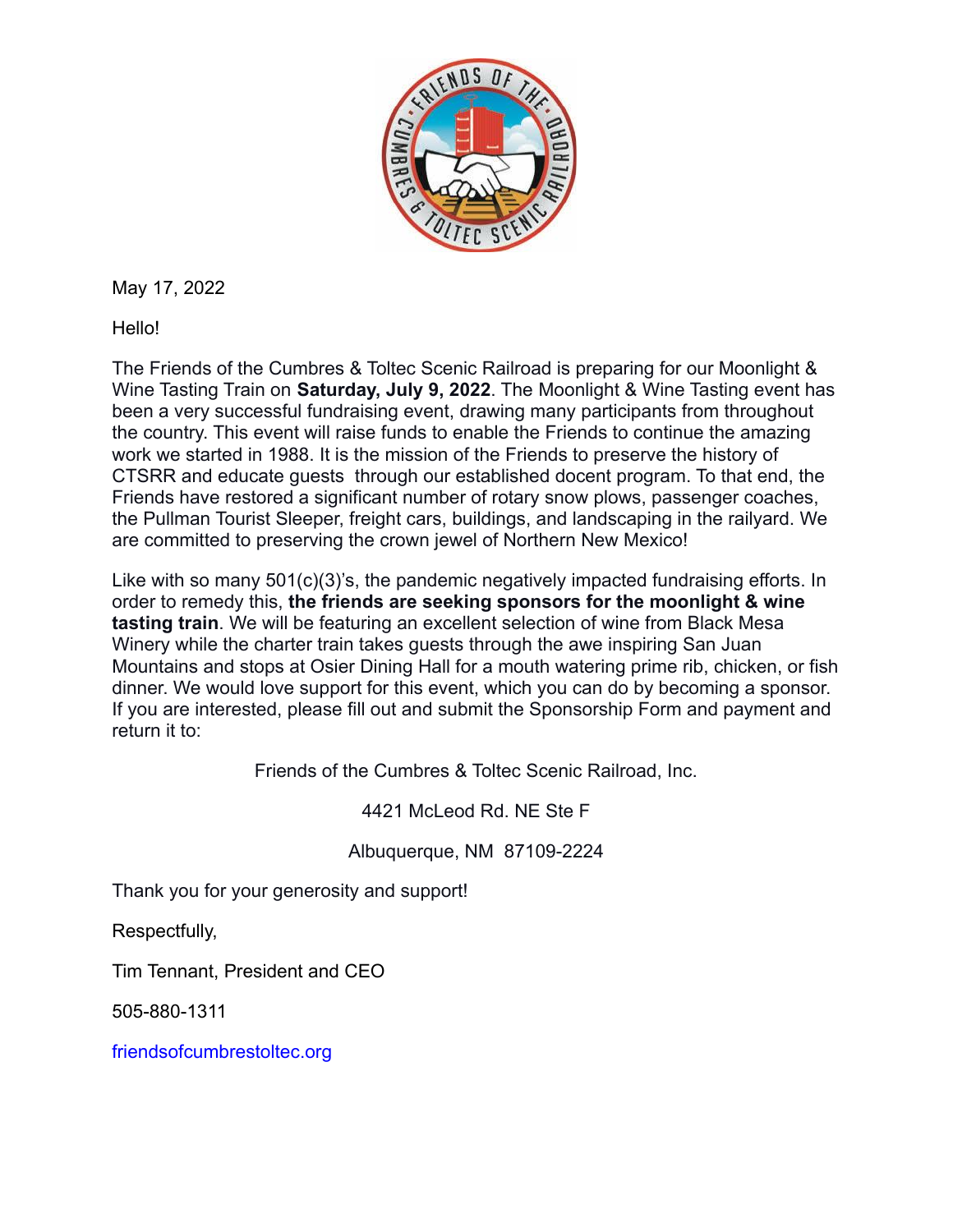May 17, 2022

Hello!

The Friends of the Cumbres & Toltec Scenic Railroad is preparing for our Moonlight & Wine Tasting Train on **Saturday, July 9, 2022**. The Moonlight & Wine Tasting event has been a very successful fundraising event, drawing many participants from throughout the country. This event will raise funds to enable the Friends to continue the amazing work we started in 1988. It is the mission of the Friends to preserve the history of CTSRR and educate guests through our established docent program. To that end, the Friends have restored a significant number of rotary snow plows, passenger coaches, the Pullman Tourist Sleeper, freight cars, buildings, and landscaping in the railyard. We are committed to preserving the crown jewel of Northern New Mexico!

Like with so many 501(c)(3)'s, the pandemic negatively impacted fundraising efforts. In order to remedy this, **the friends are seeking sponsors for the moonlight & wine tasting train**. We will be featuring an excellent selection of wine from Black Mesa Winery while the charter train takes guests through the awe inspiring San Juan Mountains and stops at Osier Dining Hall for a mouth watering prime rib, chicken, or fish dinner. We would love support for this event, which you can do by becoming a sponsor. If you are interested, please fill out and submit the Sponsorship Form and payment and return it to:

Friends of the Cumbres & Toltec Scenic Railroad, Inc.

4421 McLeod Rd. NE Ste F

Albuquerque, NM 87109-2224

Thank you for your generosity and support!

Respectfully,

Tim Tennant, President and CEO

505-880-1311

friendsofcumbrestoltec.org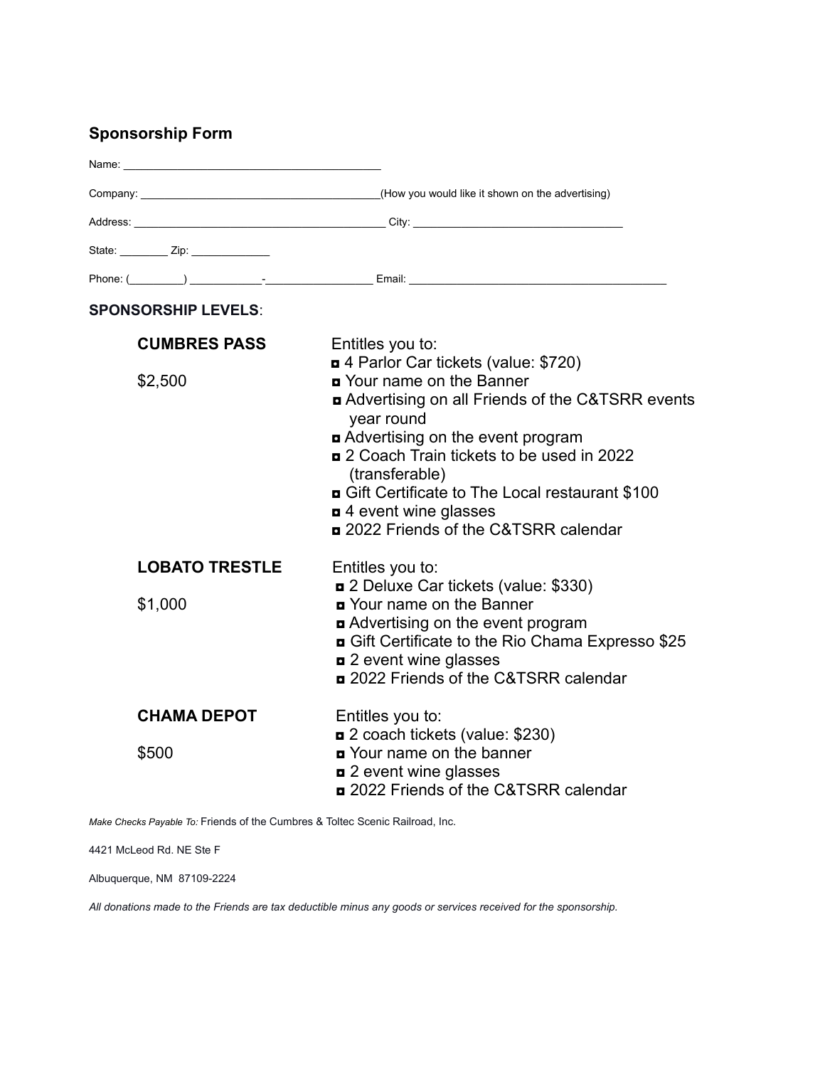## Sponsorship Form

Name: ___________________________________________

Company: ________________________________________(How you would like it shown on the advertising)

Address: ________________________________________ City: ___________________________________

State: ________ Zip: _____________

Phone: (_________) ___________-_________________ Email: __________________________________________

**SPONSORSHIP LEVELS**:

| | |
|---|---|
| **CUMBRES PASS**<br><br>$2,500 | Entitles you to:<br>◘ 4 Parlor Car tickets (value: $720)<br>◘ Your name on the Banner<br>◘ Advertising on all Friends of the C&TSRR events year round<br>◘ Advertising on the event program<br>◘ 2 Coach Train tickets to be used in 2022 (transferable)<br>◘ Gift Certificate to The Local restaurant $100<br>◘ 4 event wine glasses<br>◘ 2022 Friends of the C&TSRR calendar |
| **LOBATO TRESTLE**<br><br>$1,000 | Entitles you to:<br>◘ 2 Deluxe Car tickets (value: $330)<br>◘ Your name on the Banner<br>◘ Advertising on the event program<br>◘ Gift Certificate to the Rio Chama Expresso $25<br>◘ 2 event wine glasses<br>◘ 2022 Friends of the C&TSRR calendar |
| **CHAMA DEPOT**<br><br>$500 | Entitles you to:<br>◘ 2 coach tickets (value: $230)<br>◘ Your name on the banner<br>◘ 2 event wine glasses<br>◘ 2022 Friends of the C&TSRR calendar |

*Make Checks Payable To:* Friends of the Cumbres & Toltec Scenic Railroad, Inc.

4421 McLeod Rd. NE Ste F

Albuquerque, NM 87109-2224

*All donations made to the Friends are tax deductible minus any goods or services received for the sponsorship.*